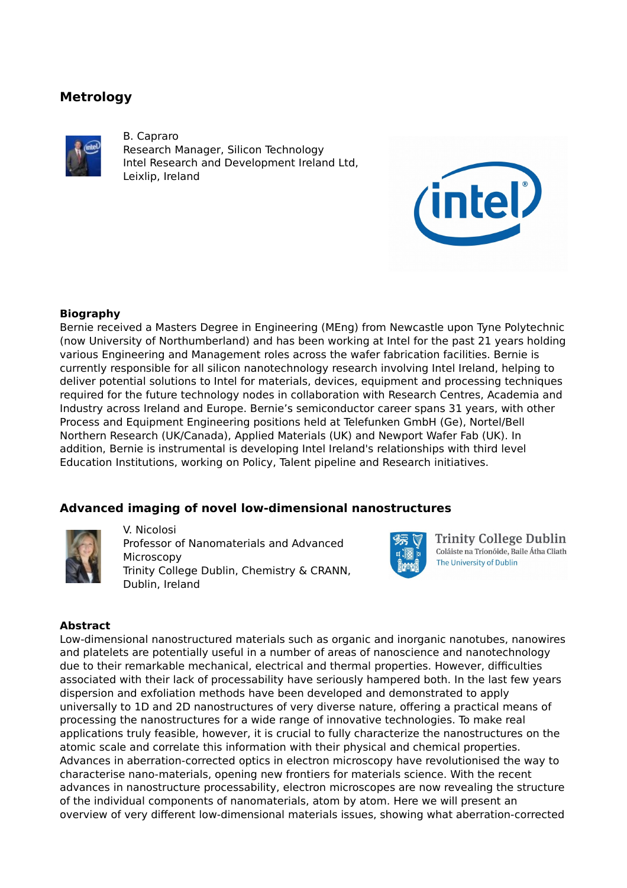## Metrology

B. Capraro
Research Manager, Silicon Technology
Intel Research and Development Ireland Ltd,
Leixlip, Ireland

### Biography

Bernie received a Masters Degree in Engineering (MEng) from Newcastle upon Tyne Polytechnic (now University of Northumberland) and has been working at Intel for the past 21 years holding various Engineering and Management roles across the wafer fabrication facilities. Bernie is currently responsible for all silicon nanotechnology research involving Intel Ireland, helping to deliver potential solutions to Intel for materials, devices, equipment and processing techniques required for the future technology nodes in collaboration with Research Centres, Academia and Industry across Ireland and Europe. Bernie's semiconductor career spans 31 years, with other Process and Equipment Engineering positions held at Telefunken GmbH (Ge), Nortel/Bell Northern Research (UK/Canada), Applied Materials (UK) and Newport Wafer Fab (UK). In addition, Bernie is instrumental is developing Intel Ireland's relationships with third level Education Institutions, working on Policy, Talent pipeline and Research initiatives.

## Advanced imaging of novel low-dimensional nanostructures

V. Nicolosi
Professor of Nanomaterials and Advanced Microscopy
Trinity College Dublin, Chemistry & CRANN,
Dublin, Ireland

### Abstract

Low-dimensional nanostructured materials such as organic and inorganic nanotubes, nanowires and platelets are potentially useful in a number of areas of nanoscience and nanotechnology due to their remarkable mechanical, electrical and thermal properties. However, difficulties associated with their lack of processability have seriously hampered both. In the last few years dispersion and exfoliation methods have been developed and demonstrated to apply universally to 1D and 2D nanostructures of very diverse nature, offering a practical means of processing the nanostructures for a wide range of innovative technologies. To make real applications truly feasible, however, it is crucial to fully characterize the nanostructures on the atomic scale and correlate this information with their physical and chemical properties. Advances in aberration-corrected optics in electron microscopy have revolutionised the way to characterise nano-materials, opening new frontiers for materials science. With the recent advances in nanostructure processability, electron microscopes are now revealing the structure of the individual components of nanomaterials, atom by atom. Here we will present an overview of very different low-dimensional materials issues, showing what aberration-corrected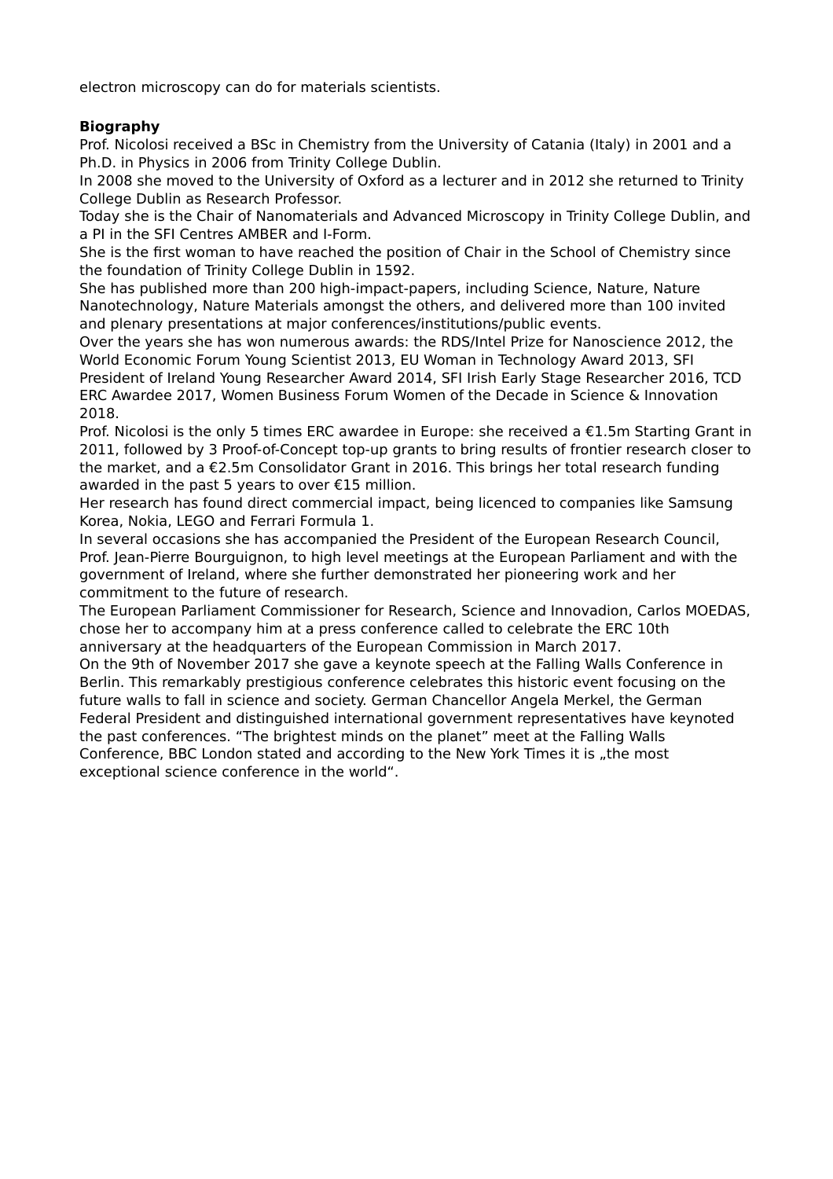electron microscopy can do for materials scientists.

**Biography**

Prof. Nicolosi received a BSc in Chemistry from the University of Catania (Italy) in 2001 and a Ph.D. in Physics in 2006 from Trinity College Dublin.
In 2008 she moved to the University of Oxford as a lecturer and in 2012 she returned to Trinity College Dublin as Research Professor.
Today she is the Chair of Nanomaterials and Advanced Microscopy in Trinity College Dublin, and a PI in the SFI Centres AMBER and I-Form.
She is the first woman to have reached the position of Chair in the School of Chemistry since the foundation of Trinity College Dublin in 1592.
She has published more than 200 high-impact-papers, including Science, Nature, Nature Nanotechnology, Nature Materials amongst the others, and delivered more than 100 invited and plenary presentations at major conferences/institutions/public events.
Over the years she has won numerous awards: the RDS/Intel Prize for Nanoscience 2012, the World Economic Forum Young Scientist 2013, EU Woman in Technology Award 2013, SFI President of Ireland Young Researcher Award 2014, SFI Irish Early Stage Researcher 2016, TCD ERC Awardee 2017, Women Business Forum Women of the Decade in Science & Innovation 2018.
Prof. Nicolosi is the only 5 times ERC awardee in Europe: she received a €1.5m Starting Grant in 2011, followed by 3 Proof-of-Concept top-up grants to bring results of frontier research closer to the market, and a €2.5m Consolidator Grant in 2016. This brings her total research funding awarded in the past 5 years to over €15 million.
Her research has found direct commercial impact, being licenced to companies like Samsung Korea, Nokia, LEGO and Ferrari Formula 1.
In several occasions she has accompanied the President of the European Research Council, Prof. Jean-Pierre Bourguignon, to high level meetings at the European Parliament and with the government of Ireland, where she further demonstrated her pioneering work and her commitment to the future of research.
The European Parliament Commissioner for Research, Science and Innovadion, Carlos MOEDAS, chose her to accompany him at a press conference called to celebrate the ERC 10th anniversary at the headquarters of the European Commission in March 2017.
On the 9th of November 2017 she gave a keynote speech at the Falling Walls Conference in Berlin. This remarkably prestigious conference celebrates this historic event focusing on the future walls to fall in science and society. German Chancellor Angela Merkel, the German Federal President and distinguished international government representatives have keynoted the past conferences. “The brightest minds on the planet” meet at the Falling Walls Conference, BBC London stated and according to the New York Times it is „the most exceptional science conference in the world“.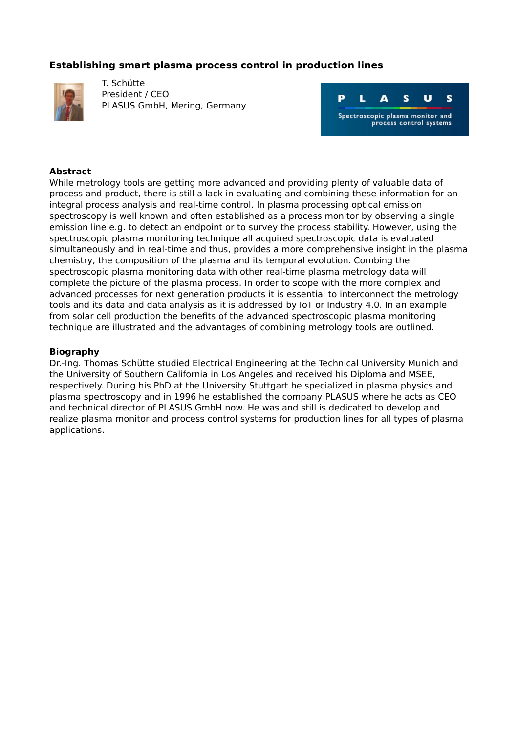## Establishing smart plasma process control in production lines

T. Schütte
President / CEO
PLASUS GmbH, Mering, Germany

**Abstract**

While metrology tools are getting more advanced and providing plenty of valuable data of process and product, there is still a lack in evaluating and combining these information for an integral process analysis and real-time control. In plasma processing optical emission spectroscopy is well known and often established as a process monitor by observing a single emission line e.g. to detect an endpoint or to survey the process stability. However, using the spectroscopic plasma monitoring technique all acquired spectroscopic data is evaluated simultaneously and in real-time and thus, provides a more comprehensive insight in the plasma chemistry, the composition of the plasma and its temporal evolution. Combing the spectroscopic plasma monitoring data with other real-time plasma metrology data will complete the picture of the plasma process. In order to scope with the more complex and advanced processes for next generation products it is essential to interconnect the metrology tools and its data and data analysis as it is addressed by IoT or Industry 4.0. In an example from solar cell production the benefits of the advanced spectroscopic plasma monitoring technique are illustrated and the advantages of combining metrology tools are outlined.

**Biography**

Dr.-Ing. Thomas Schütte studied Electrical Engineering at the Technical University Munich and the University of Southern California in Los Angeles and received his Diploma and MSEE, respectively. During his PhD at the University Stuttgart he specialized in plasma physics and plasma spectroscopy and in 1996 he established the company PLASUS where he acts as CEO and technical director of PLASUS GmbH now. He was and still is dedicated to develop and realize plasma monitor and process control systems for production lines for all types of plasma applications.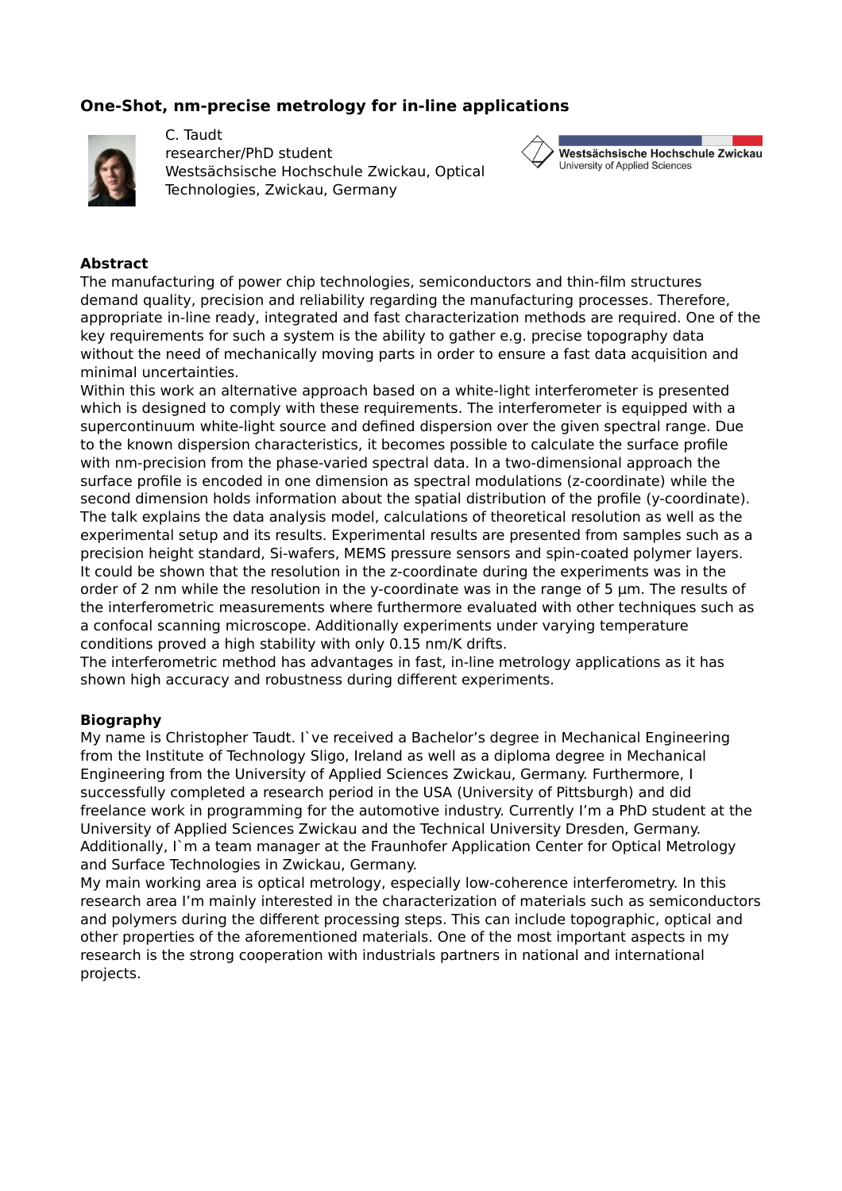# One-Shot, nm-precise metrology for in-line applications

C. Taudt
researcher/PhD student
Westsächsische Hochschule Zwickau, Optical Technologies, Zwickau, Germany

Westsächsische Hochschule Zwickau
University of Applied Sciences

## Abstract

The manufacturing of power chip technologies, semiconductors and thin-film structures demand quality, precision and reliability regarding the manufacturing processes. Therefore, appropriate in-line ready, integrated and fast characterization methods are required. One of the key requirements for such a system is the ability to gather e.g. precise topography data without the need of mechanically moving parts in order to ensure a fast data acquisition and minimal uncertainties.

Within this work an alternative approach based on a white-light interferometer is presented which is designed to comply with these requirements. The interferometer is equipped with a supercontinuum white-light source and defined dispersion over the given spectral range. Due to the known dispersion characteristics, it becomes possible to calculate the surface profile with nm-precision from the phase-varied spectral data. In a two-dimensional approach the surface profile is encoded in one dimension as spectral modulations (z-coordinate) while the second dimension holds information about the spatial distribution of the profile (y-coordinate). The talk explains the data analysis model, calculations of theoretical resolution as well as the experimental setup and its results. Experimental results are presented from samples such as a precision height standard, Si-wafers, MEMS pressure sensors and spin-coated polymer layers. It could be shown that the resolution in the z-coordinate during the experiments was in the order of 2 nm while the resolution in the y-coordinate was in the range of 5 µm. The results of the interferometric measurements where furthermore evaluated with other techniques such as a confocal scanning microscope. Additionally experiments under varying temperature conditions proved a high stability with only 0.15 nm/K drifts.

The interferometric method has advantages in fast, in-line metrology applications as it has shown high accuracy and robustness during different experiments.

## Biography

My name is Christopher Taudt. I`ve received a Bachelor's degree in Mechanical Engineering from the Institute of Technology Sligo, Ireland as well as a diploma degree in Mechanical Engineering from the University of Applied Sciences Zwickau, Germany. Furthermore, I successfully completed a research period in the USA (University of Pittsburgh) and did freelance work in programming for the automotive industry. Currently I'm a PhD student at the University of Applied Sciences Zwickau and the Technical University Dresden, Germany. Additionally, I`m a team manager at the Fraunhofer Application Center for Optical Metrology and Surface Technologies in Zwickau, Germany.

My main working area is optical metrology, especially low-coherence interferometry. In this research area I'm mainly interested in the characterization of materials such as semiconductors and polymers during the different processing steps. This can include topographic, optical and other properties of the aforementioned materials. One of the most important aspects in my research is the strong cooperation with industrials partners in national and international projects.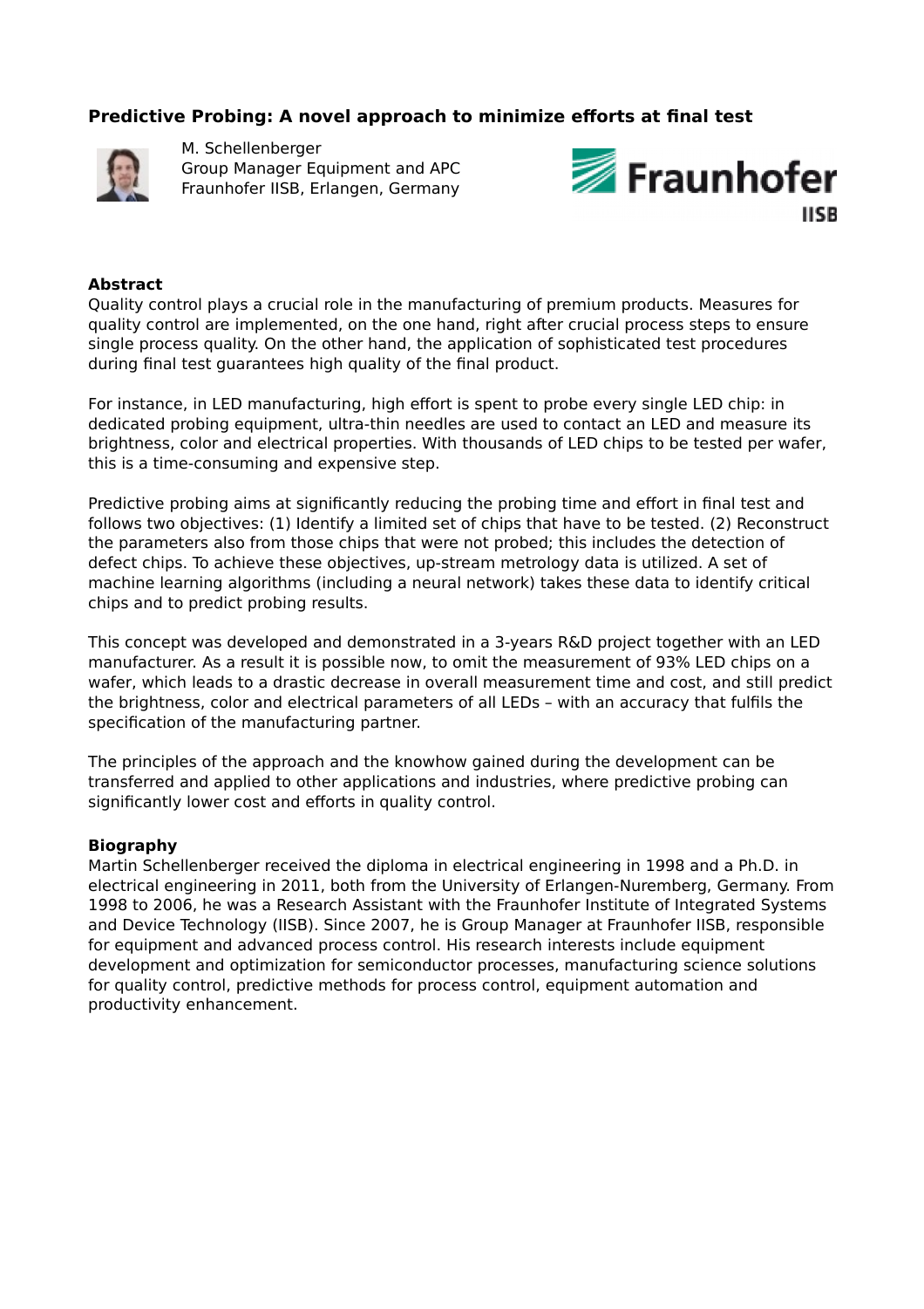# Predictive Probing: A novel approach to minimize efforts at final test

M. Schellenberger
Group Manager Equipment and APC
Fraunhofer IISB, Erlangen, Germany

## Abstract

Quality control plays a crucial role in the manufacturing of premium products. Measures for quality control are implemented, on the one hand, right after crucial process steps to ensure single process quality. On the other hand, the application of sophisticated test procedures during final test guarantees high quality of the final product.

For instance, in LED manufacturing, high effort is spent to probe every single LED chip: in dedicated probing equipment, ultra-thin needles are used to contact an LED and measure its brightness, color and electrical properties. With thousands of LED chips to be tested per wafer, this is a time-consuming and expensive step.

Predictive probing aims at significantly reducing the probing time and effort in final test and follows two objectives: (1) Identify a limited set of chips that have to be tested. (2) Reconstruct the parameters also from those chips that were not probed; this includes the detection of defect chips. To achieve these objectives, up-stream metrology data is utilized. A set of machine learning algorithms (including a neural network) takes these data to identify critical chips and to predict probing results.

This concept was developed and demonstrated in a 3-years R&D project together with an LED manufacturer. As a result it is possible now, to omit the measurement of 93% LED chips on a wafer, which leads to a drastic decrease in overall measurement time and cost, and still predict the brightness, color and electrical parameters of all LEDs – with an accuracy that fulfils the specification of the manufacturing partner.

The principles of the approach and the knowhow gained during the development can be transferred and applied to other applications and industries, where predictive probing can significantly lower cost and efforts in quality control.

## Biography

Martin Schellenberger received the diploma in electrical engineering in 1998 and a Ph.D. in electrical engineering in 2011, both from the University of Erlangen-Nuremberg, Germany. From 1998 to 2006, he was a Research Assistant with the Fraunhofer Institute of Integrated Systems and Device Technology (IISB). Since 2007, he is Group Manager at Fraunhofer IISB, responsible for equipment and advanced process control. His research interests include equipment development and optimization for semiconductor processes, manufacturing science solutions for quality control, predictive methods for process control, equipment automation and productivity enhancement.